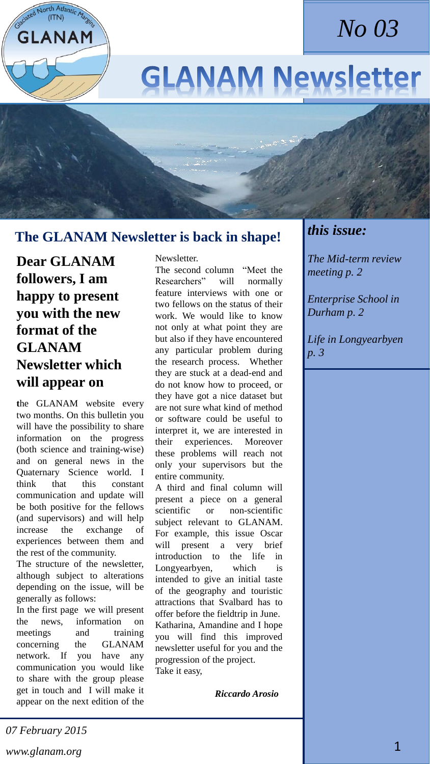# GLANAM Newsletter

*No 03*

## The GLANAM Newsletter is back in shape!

**Dear GLANAM followers, I am happy to present you with the new format of the GLANAM Newsletter which will appear on** the GLANAM website every two months. On this bulletin you will have the possibility to share information on the progress (both science and training-wise) and on general news in the Quaternary Science world. I think that this constant communication and update will be both positive for the fellows (and supervisors) and will help increase the exchange of experiences between them and the rest of the community.

The structure of the newsletter, although subject to alterations depending on the issue, will be generally as follows:

In the first page we will present the news, information on meetings and training concerning the GLANAM network. If you have any communication you would like to share with the group please get in touch and I will make it appear on the next edition of the Newsletter.

The second column "Meet the Researchers" will normally feature interviews with one or two fellows on the status of their work. We would like to know not only at what point they are but also if they have encountered any particular problem during the research process. Whether they are stuck at a dead-end and do not know how to proceed, or they have got a nice dataset but are not sure what kind of method or software could be useful to interpret it, we are interested in their experiences. Moreover these problems will reach not only your supervisors but the entire community.

A third and final column will present a piece on a general scientific or non-scientific subject relevant to GLANAM. For example, this issue Oscar will present a very brief introduction to the life in Longyearbyen, which is intended to give an initial taste of the geography and touristic attractions that Svalbard has to offer before the fieldtrip in June.

Katharina, Amandine and I hope you will find this improved newsletter useful for you and the progression of the project.

Take it easy,

***Riccardo Arosio***

### *this issue:*

*The Mid-term review meeting p. 2*

*Enterprise School in Durham p. 2*

*Life in Longyearbyen p. 3*

*07 February 2015*

*www.glanam.org*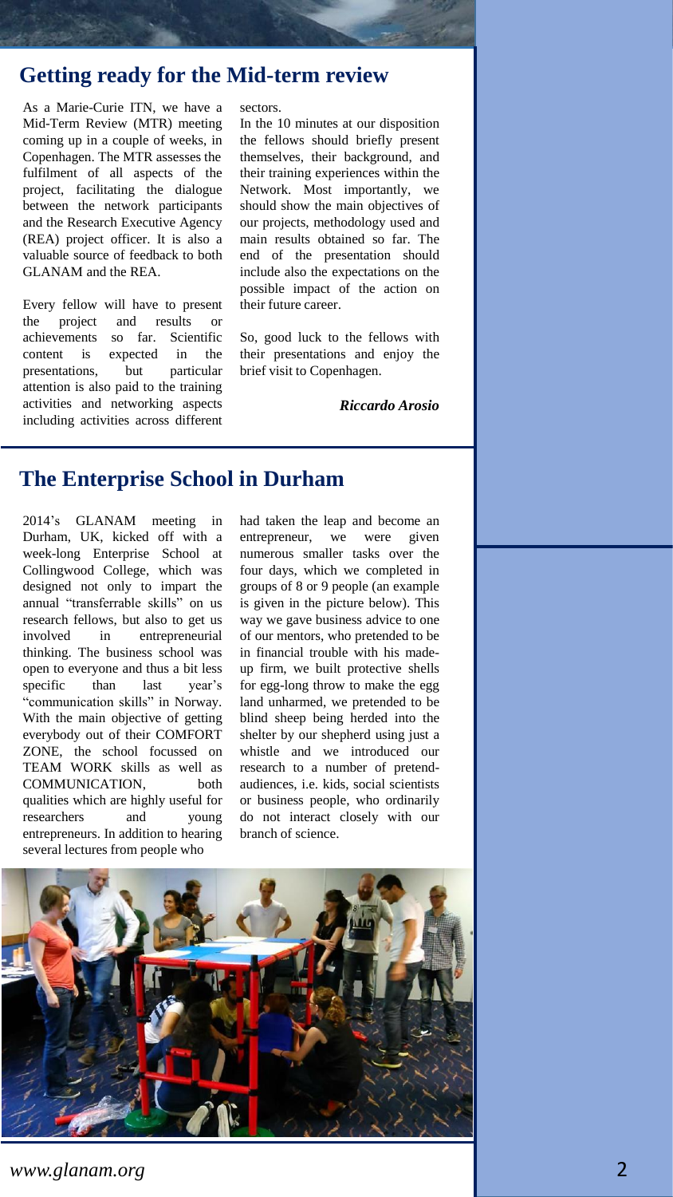## Getting ready for the Mid-term review

As a Marie-Curie ITN, we have a Mid-Term Review (MTR) meeting coming up in a couple of weeks, in Copenhagen. The MTR assesses the fulfilment of all aspects of the project, facilitating the dialogue between the network participants and the Research Executive Agency (REA) project officer. It is also a valuable source of feedback to both GLANAM and the REA.

Every fellow will have to present the project and results or achievements so far. Scientific content is expected in the presentations, but particular attention is also paid to the training activities and networking aspects including activities across different sectors.

In the 10 minutes at our disposition the fellows should briefly present themselves, their background, and their training experiences within the Network. Most importantly, we should show the main objectives of our projects, methodology used and main results obtained so far. The end of the presentation should include also the expectations on the possible impact of the action on their future career.

So, good luck to the fellows with their presentations and enjoy the brief visit to Copenhagen.

***Riccardo Arosio***

## The Enterprise School in Durham

2014's GLANAM meeting in Durham, UK, kicked off with a week-long Enterprise School at Collingwood College, which was designed not only to impart the annual "transferrable skills" on us research fellows, but also to get us involved in entrepreneurial thinking. The business school was open to everyone and thus a bit less specific than last year's "communication skills" in Norway. With the main objective of getting everybody out of their COMFORT ZONE, the school focussed on TEAM WORK skills as well as COMMUNICATION, both qualities which are highly useful for researchers and young entrepreneurs. In addition to hearing several lectures from people who had taken the leap and become an entrepreneur, we were given numerous smaller tasks over the four days, which we completed in groups of 8 or 9 people (an example is given in the picture below). This way we gave business advice to one of our mentors, who pretended to be in financial trouble with his made-up firm, we built protective shells for egg-long throw to make the egg land unharmed, we pretended to be blind sheep being herded into the shelter by our shepherd using just a whistle and we introduced our research to a number of pretend-audiences, i.e. kids, social scientists or business people, who ordinarily do not interact closely with our branch of science.

*www.glanam.org*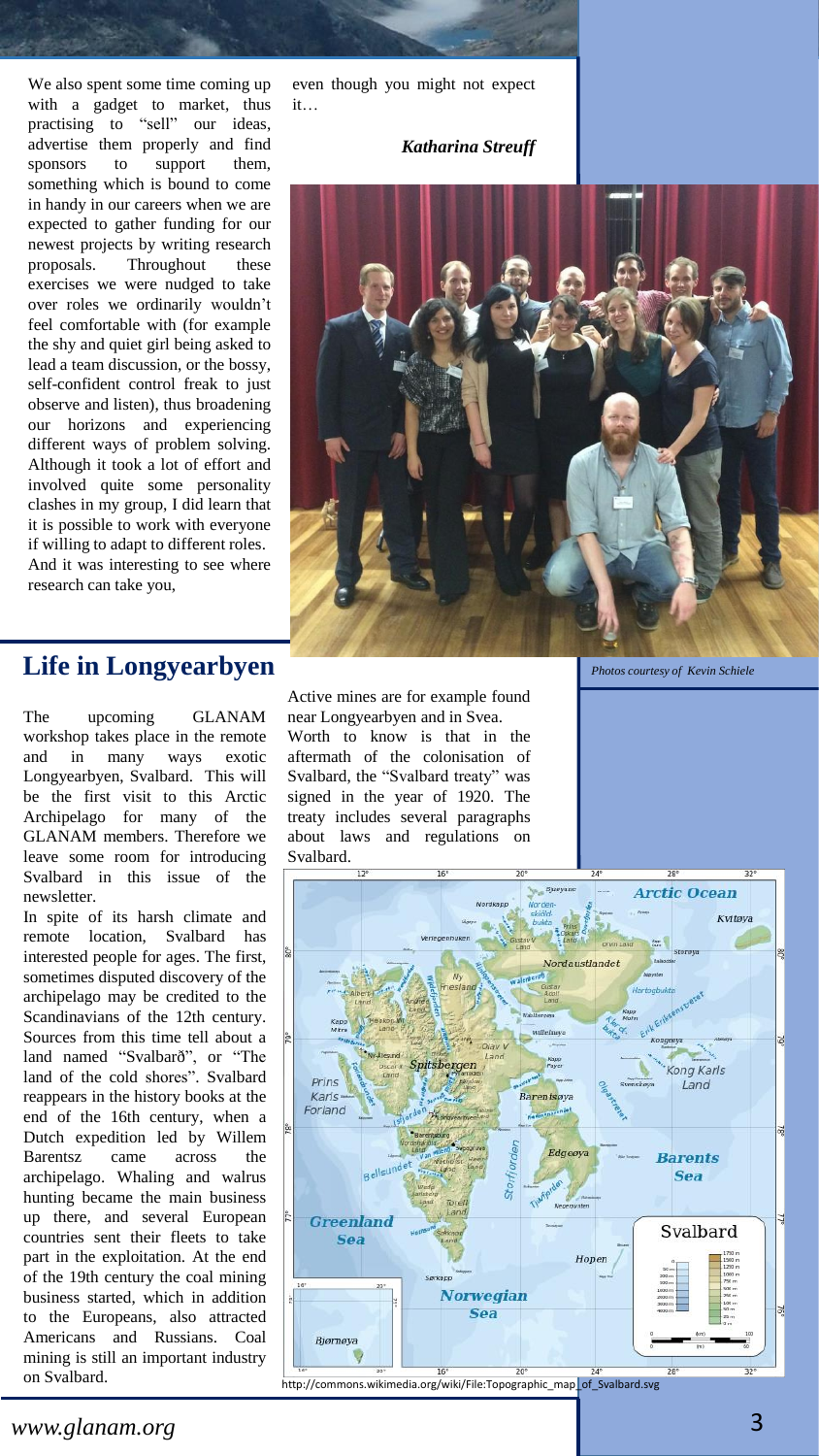We also spent some time coming up with a gadget to market, thus practising to “sell” our ideas, advertise them properly and find sponsors to support them, something which is bound to come in handy in our careers when we are expected to gather funding for our newest projects by writing research proposals. Throughout these exercises we were nudged to take over roles we ordinarily wouldn’t feel comfortable with (for example the shy and quiet girl being asked to lead a team discussion, or the bossy, self-confident control freak to just observe and listen), thus broadening our horizons and experiencing different ways of problem solving. Although it took a lot of effort and involved quite some personality clashes in my group, I did learn that it is possible to work with everyone if willing to adapt to different roles. And it was interesting to see where research can take you, even though you might not expect it…

***Katharina Streuff***

*Photos courtesy of Kevin Schiele*

## Life in Longyearbyen

The upcoming GLANAM workshop takes place in the remote and in many ways exotic Longyearbyen, Svalbard. This will be the first visit to this Arctic Archipelago for many of the GLANAM members. Therefore we leave some room for introducing Svalbard in this issue of the newsletter.

In spite of its harsh climate and remote location, Svalbard has interested people for ages. The first, sometimes disputed discovery of the archipelago may be credited to the Scandinavians of the 12th century. Sources from this time tell about a land named “Svalbarð”, or “The land of the cold shores”. Svalbard reappears in the history books at the end of the 16th century, when a Dutch expedition led by Willem Barentsz came across the archipelago. Whaling and walrus hunting became the main business up there, and several European countries sent their fleets to take part in the exploitation. At the end of the 19th century the coal mining business started, which in addition to the Europeans, also attracted Americans and Russians. Coal mining is still an important industry on Svalbard. Active mines are for example found near Longyearbyen and in Svea.

Worth to know is that in the aftermath of the colonisation of Svalbard, the “Svalbard treaty” was signed in the year of 1920. The treaty includes several paragraphs about laws and regulations on Svalbard.

http://commons.wikimedia.org/wiki/File:Topographic_map_of_Svalbard.svg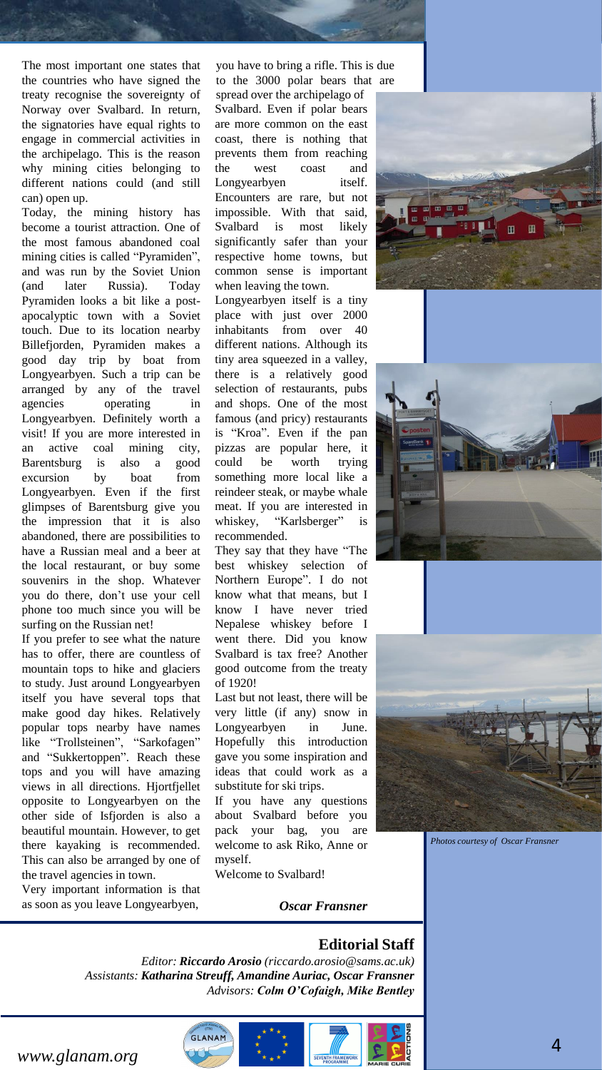The most important one states that the countries who have signed the treaty recognise the sovereignty of Norway over Svalbard. In return, the signatories have equal rights to engage in commercial activities in the archipelago. This is the reason why mining cities belonging to different nations could (and still can) open up.

Today, the mining history has become a tourist attraction. One of the most famous abandoned coal mining cities is called "Pyramiden", and was run by the Soviet Union (and later Russia). Today Pyramiden looks a bit like a post-apocalyptic town with a Soviet touch. Due to its location nearby Billefjorden, Pyramiden makes a good day trip by boat from Longyearbyen. Such a trip can be arranged by any of the travel agencies operating in Longyearbyen. Definitely worth a visit! If you are more interested in an active coal mining city, Barentsburg is also a good excursion by boat from Longyearbyen. Even if the first glimpses of Barentsburg give you the impression that it is also abandoned, there are possibilities to have a Russian meal and a beer at the local restaurant, or buy some souvenirs in the shop. Whatever you do there, don't use your cell phone too much since you will be surfing on the Russian net!

If you prefer to see what the nature has to offer, there are countless of mountain tops to hike and glaciers to study. Just around Longyearbyen itself you have several tops that make good day hikes. Relatively popular tops nearby have names like "Trollsteinen", "Sarkofagen" and "Sukkertoppen". Reach these tops and you will have amazing views in all directions. Hjortfjellet opposite to Longyearbyen on the other side of Isfjorden is also a beautiful mountain. However, to get there kayaking is recommended. This can also be arranged by one of the travel agencies in town.

Very important information is that as soon as you leave Longyearbyen, you have to bring a rifle. This is due to the 3000 polar bears that are spread over the archipelago of Svalbard. Even if polar bears are more common on the east coast, there is nothing that prevents them from reaching the west coast and Longyearbyen itself. Encounters are rare, but not impossible. With that said, Svalbard is most likely significantly safer than your respective home towns, but common sense is important when leaving the town.

Longyearbyen itself is a tiny place with just over 2000 inhabitants from over 40 different nations. Although its tiny area squeezed in a valley, there is a relatively good selection of restaurants, pubs and shops. One of the most famous (and pricy) restaurants is "Kroa". Even if the pan pizzas are popular here, it could be worth trying something more local like a reindeer steak, or maybe whale meat. If you are interested in whiskey, "Karlsberger" is recommended.

They say that they have "The best whiskey selection of Northern Europe". I do not know what that means, but I know I have never tried Nepalese whiskey before I went there. Did you know Svalbard is tax free? Another good outcome from the treaty of 1920!

Last but not least, there will be very little (if any) snow in Longyearbyen in June. Hopefully this introduction gave you some inspiration and ideas that could work as a substitute for ski trips.

If you have any questions about Svalbard before you pack your bag, you are welcome to ask Riko, Anne or myself.

Welcome to Svalbard!

***Oscar Fransner***

*Photos courtesy of Oscar Fransner*

## Editorial Staff

*Editor:* ***Riccardo Arosio*** *(riccardo.arosio@sams.ac.uk)*
*Assistants:* ***Katharina Streuff, Amandine Auriac, Oscar Fransner***
*Advisors:* ***Colm O'Cofaigh, Mike Bentley***

*www.glanam.org*